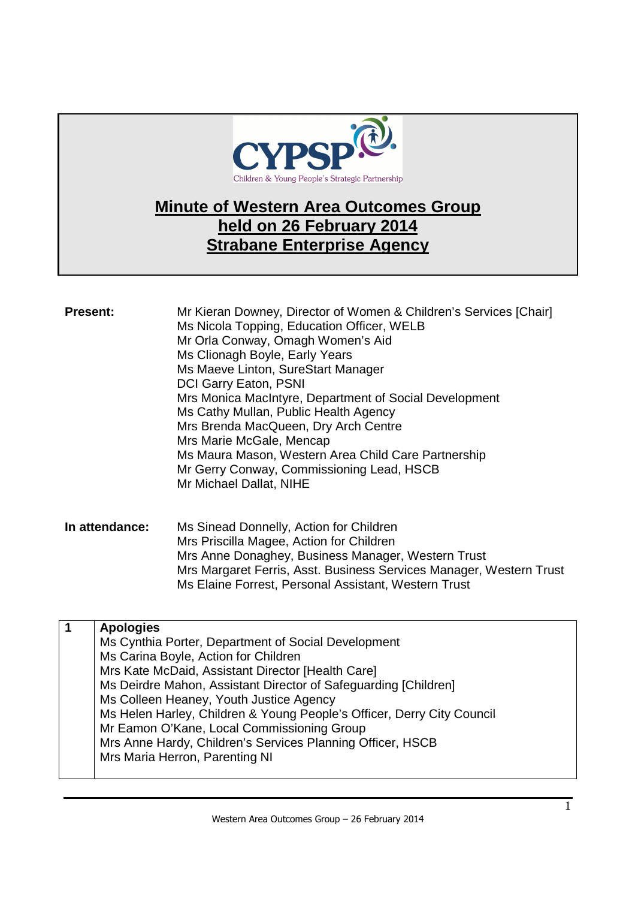# Minute of Western Area Outcomes Group held on 26 February 2014 Strabane Enterprise Agency

**Present:**

Mr Kieran Downey, Director of Women & Children's Services [Chair]
Ms Nicola Topping, Education Officer, WELB
Mr Orla Conway, Omagh Women's Aid
Ms Clionagh Boyle, Early Years
Ms Maeve Linton, SureStart Manager
DCI Garry Eaton, PSNI
Mrs Monica MacIntyre, Department of Social Development
Ms Cathy Mullan, Public Health Agency
Mrs Brenda MacQueen, Dry Arch Centre
Mrs Marie McGale, Mencap
Ms Maura Mason, Western Area Child Care Partnership
Mr Gerry Conway, Commissioning Lead, HSCB
Mr Michael Dallat, NIHE

**In attendance:**

Ms Sinead Donnelly, Action for Children
Mrs Priscilla Magee, Action for Children
Mrs Anne Donaghey, Business Manager, Western Trust
Mrs Margaret Ferris, Asst. Business Services Manager, Western Trust
Ms Elaine Forrest, Personal Assistant, Western Trust

| 1 | **Apologies**<br>Ms Cynthia Porter, Department of Social Development<br>Ms Carina Boyle, Action for Children<br>Mrs Kate McDaid, Assistant Director [Health Care]<br>Ms Deirdre Mahon, Assistant Director of Safeguarding [Children]<br>Ms Colleen Heaney, Youth Justice Agency<br>Ms Helen Harley, Children & Young People's Officer, Derry City Council<br>Mr Eamon O'Kane, Local Commissioning Group<br>Mrs Anne Hardy, Children's Services Planning Officer, HSCB<br>Mrs Maria Herron, Parenting NI |
|---|---|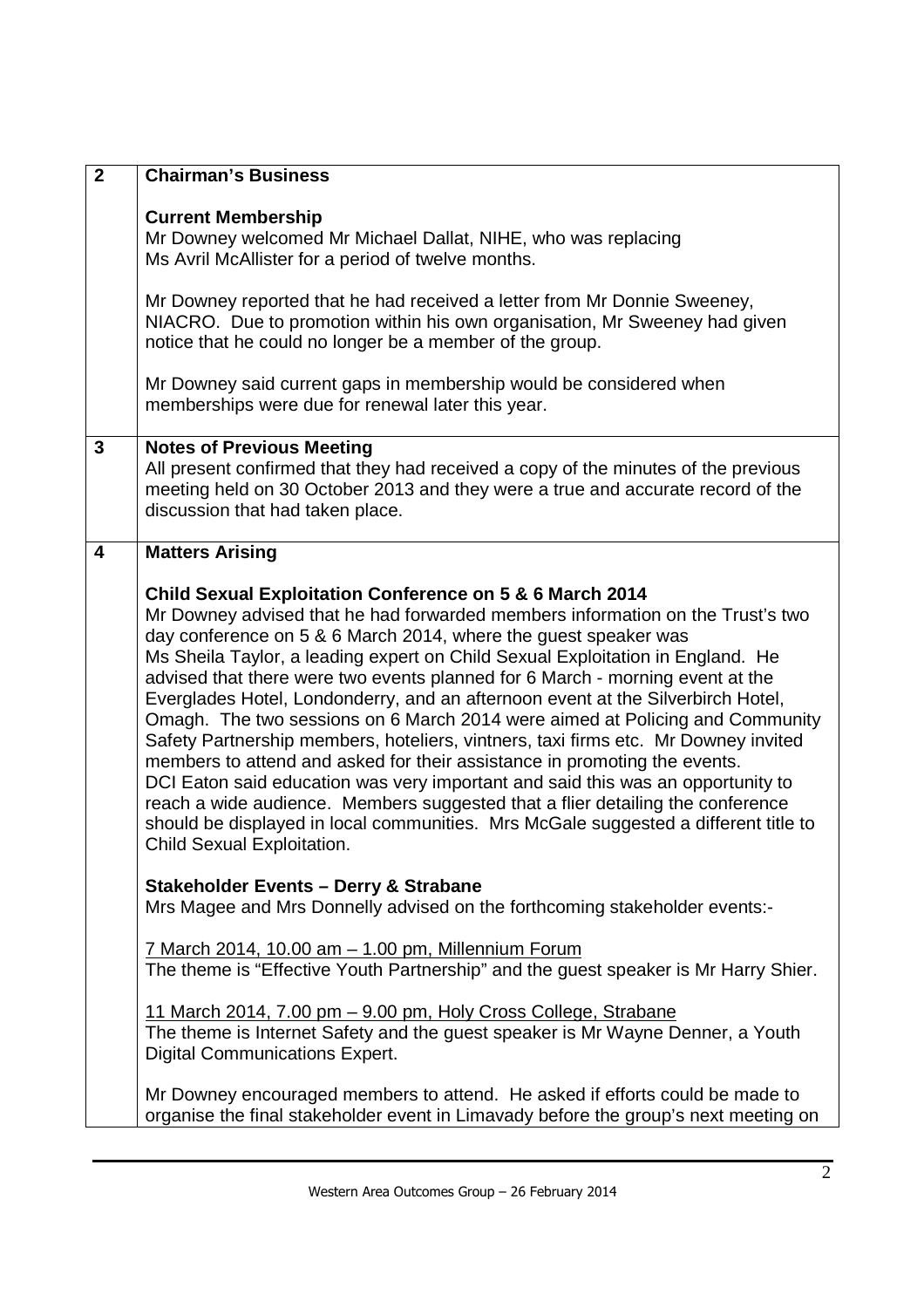| | |
|---|---|
| **2** | **Chairman's Business**<br><br>**Current Membership**<br>Mr Downey welcomed Mr Michael Dallat, NIHE, who was replacing Ms Avril McAllister for a period of twelve months.<br><br>Mr Downey reported that he had received a letter from Mr Donnie Sweeney, NIACRO. Due to promotion within his own organisation, Mr Sweeney had given notice that he could no longer be a member of the group.<br><br>Mr Downey said current gaps in membership would be considered when memberships were due for renewal later this year. |
| **3** | **Notes of Previous Meeting**<br>All present confirmed that they had received a copy of the minutes of the previous meeting held on 30 October 2013 and they were a true and accurate record of the discussion that had taken place. |
| **4** | **Matters Arising**<br><br>**Child Sexual Exploitation Conference on 5 & 6 March 2014**<br>Mr Downey advised that he had forwarded members information on the Trust's two day conference on 5 & 6 March 2014, where the guest speaker was Ms Sheila Taylor, a leading expert on Child Sexual Exploitation in England. He advised that there were two events planned for 6 March - morning event at the Everglades Hotel, Londonderry, and an afternoon event at the Silverbirch Hotel, Omagh. The two sessions on 6 March 2014 were aimed at Policing and Community Safety Partnership members, hoteliers, vintners, taxi firms etc. Mr Downey invited members to attend and asked for their assistance in promoting the events.<br>DCI Eaton said education was very important and said this was an opportunity to reach a wide audience. Members suggested that a flier detailing the conference should be displayed in local communities. Mrs McGale suggested a different title to Child Sexual Exploitation.<br><br>**Stakeholder Events – Derry & Strabane**<br>Mrs Magee and Mrs Donnelly advised on the forthcoming stakeholder events:-<br><br><u>7 March 2014, 10.00 am – 1.00 pm, Millennium Forum</u><br>The theme is "Effective Youth Partnership" and the guest speaker is Mr Harry Shier.<br><br><u>11 March 2014, 7.00 pm – 9.00 pm, Holy Cross College, Strabane</u><br>The theme is Internet Safety and the guest speaker is Mr Wayne Denner, a Youth Digital Communications Expert.<br><br>Mr Downey encouraged members to attend. He asked if efforts could be made to organise the final stakeholder event in Limavady before the group's next meeting on |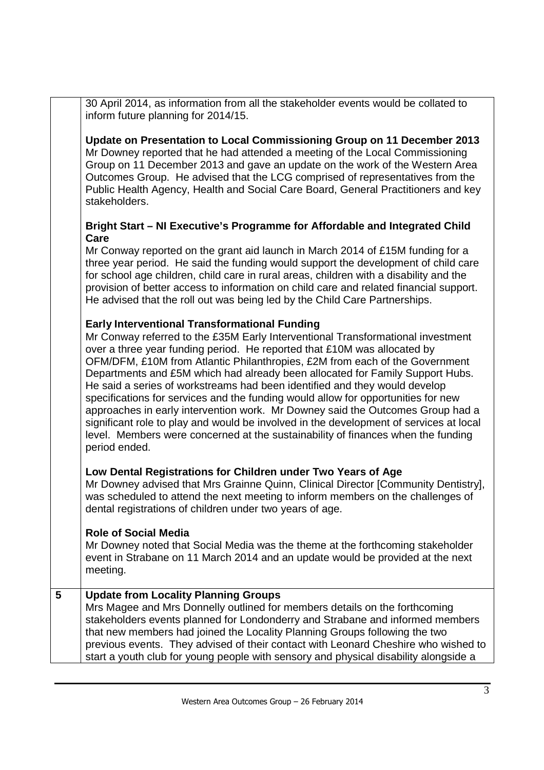| | |
|---|---|
| | 30 April 2014, as information from all the stakeholder events would be collated to inform future planning for 2014/15.<br><br>**Update on Presentation to Local Commissioning Group on 11 December 2013**<br>Mr Downey reported that he had attended a meeting of the Local Commissioning Group on 11 December 2013 and gave an update on the work of the Western Area Outcomes Group. He advised that the LCG comprised of representatives from the Public Health Agency, Health and Social Care Board, General Practitioners and key stakeholders.<br><br>**Bright Start – NI Executive's Programme for Affordable and Integrated Child Care**<br>Mr Conway reported on the grant aid launch in March 2014 of £15M funding for a three year period. He said the funding would support the development of child care for school age children, child care in rural areas, children with a disability and the provision of better access to information on child care and related financial support. He advised that the roll out was being led by the Child Care Partnerships.<br><br>**Early Interventional Transformational Funding**<br>Mr Conway referred to the £35M Early Interventional Transformational investment over a three year funding period. He reported that £10M was allocated by OFM/DFM, £10M from Atlantic Philanthropies, £2M from each of the Government Departments and £5M which had already been allocated for Family Support Hubs. He said a series of workstreams had been identified and they would develop specifications for services and the funding would allow for opportunities for new approaches in early intervention work. Mr Downey said the Outcomes Group had a significant role to play and would be involved in the development of services at local level. Members were concerned at the sustainability of finances when the funding period ended.<br><br>**Low Dental Registrations for Children under Two Years of Age**<br>Mr Downey advised that Mrs Grainne Quinn, Clinical Director [Community Dentistry], was scheduled to attend the next meeting to inform members on the challenges of dental registrations of children under two years of age.<br><br>**Role of Social Media**<br>Mr Downey noted that Social Media was the theme at the forthcoming stakeholder event in Strabane on 11 March 2014 and an update would be provided at the next meeting. |
| **5** | **Update from Locality Planning Groups**<br>Mrs Magee and Mrs Donnelly outlined for members details on the forthcoming stakeholders events planned for Londonderry and Strabane and informed members that new members had joined the Locality Planning Groups following the two previous events. They advised of their contact with Leonard Cheshire who wished to start a youth club for young people with sensory and physical disability alongside a |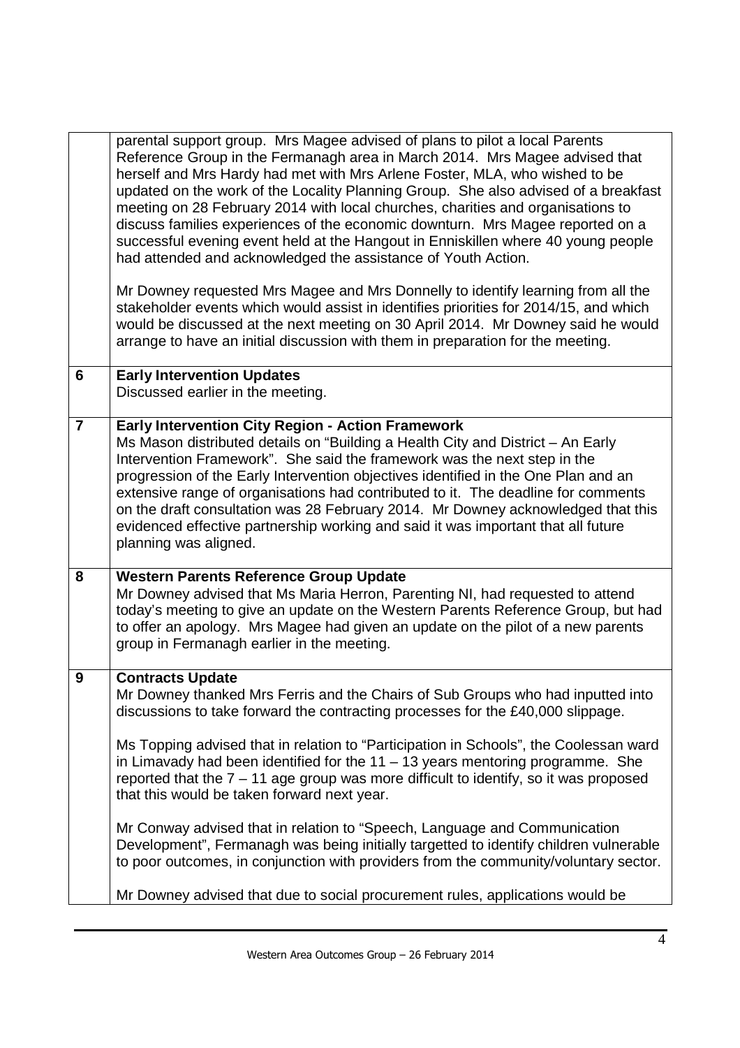| | |
|---|---|
| | parental support group. Mrs Magee advised of plans to pilot a local Parents Reference Group in the Fermanagh area in March 2014. Mrs Magee advised that herself and Mrs Hardy had met with Mrs Arlene Foster, MLA, who wished to be updated on the work of the Locality Planning Group. She also advised of a breakfast meeting on 28 February 2014 with local churches, charities and organisations to discuss families experiences of the economic downturn. Mrs Magee reported on a successful evening event held at the Hangout in Enniskillen where 40 young people had attended and acknowledged the assistance of Youth Action.<br><br>Mr Downey requested Mrs Magee and Mrs Donnelly to identify learning from all the stakeholder events which would assist in identifies priorities for 2014/15, and which would be discussed at the next meeting on 30 April 2014. Mr Downey said he would arrange to have an initial discussion with them in preparation for the meeting. |
| **6** | **Early Intervention Updates**<br>Discussed earlier in the meeting. |
| **7** | **Early Intervention City Region - Action Framework**<br>Ms Mason distributed details on "Building a Health City and District – An Early Intervention Framework". She said the framework was the next step in the progression of the Early Intervention objectives identified in the One Plan and an extensive range of organisations had contributed to it. The deadline for comments on the draft consultation was 28 February 2014. Mr Downey acknowledged that this evidenced effective partnership working and said it was important that all future planning was aligned. |
| **8** | **Western Parents Reference Group Update**<br>Mr Downey advised that Ms Maria Herron, Parenting NI, had requested to attend today's meeting to give an update on the Western Parents Reference Group, but had to offer an apology. Mrs Magee had given an update on the pilot of a new parents group in Fermanagh earlier in the meeting. |
| **9** | **Contracts Update**<br>Mr Downey thanked Mrs Ferris and the Chairs of Sub Groups who had inputted into discussions to take forward the contracting processes for the £40,000 slippage.<br><br>Ms Topping advised that in relation to "Participation in Schools", the Coolessan ward in Limavady had been identified for the 11 – 13 years mentoring programme. She reported that the 7 – 11 age group was more difficult to identify, so it was proposed that this would be taken forward next year.<br><br>Mr Conway advised that in relation to "Speech, Language and Communication Development", Fermanagh was being initially targetted to identify children vulnerable to poor outcomes, in conjunction with providers from the community/voluntary sector.<br><br>Mr Downey advised that due to social procurement rules, applications would be |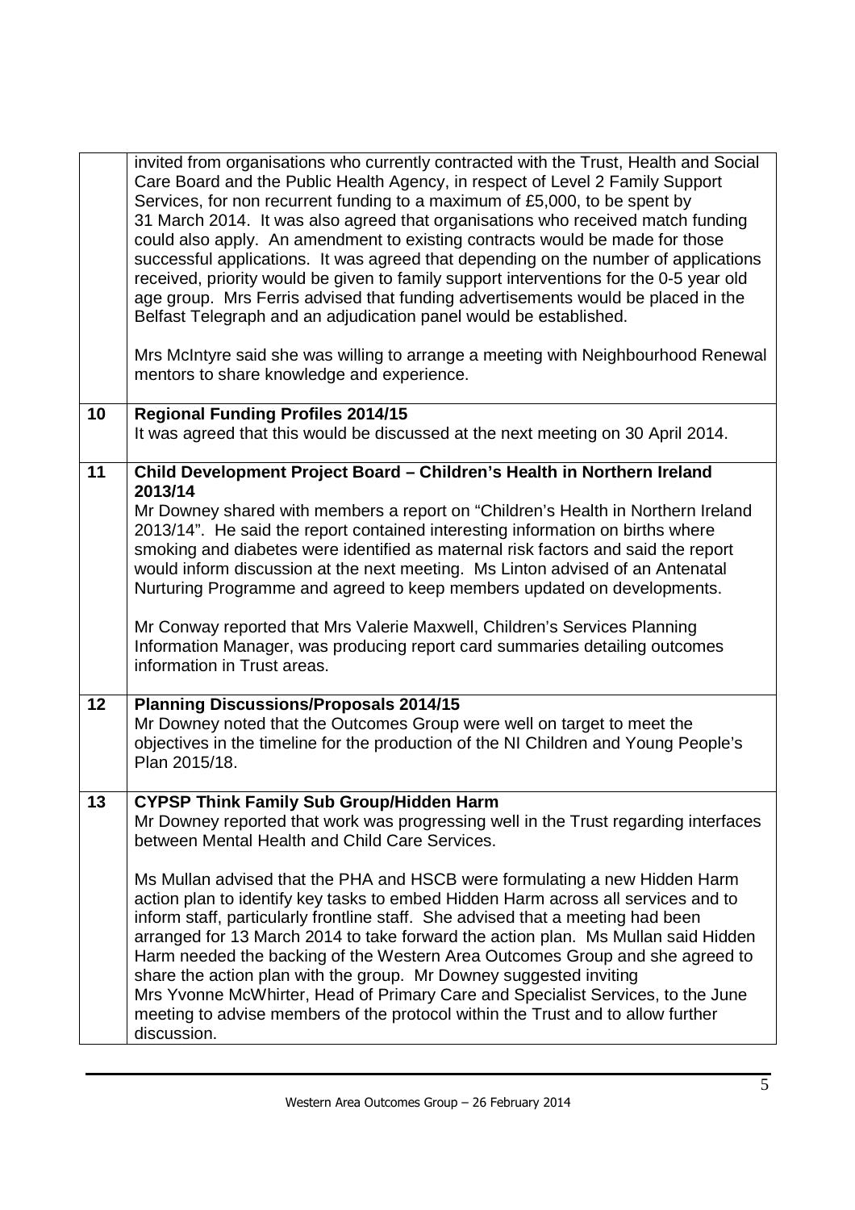| | |
|---|---|
| | invited from organisations who currently contracted with the Trust, Health and Social Care Board and the Public Health Agency, in respect of Level 2 Family Support Services, for non recurrent funding to a maximum of £5,000, to be spent by 31 March 2014. It was also agreed that organisations who received match funding could also apply. An amendment to existing contracts would be made for those successful applications. It was agreed that depending on the number of applications received, priority would be given to family support interventions for the 0-5 year old age group. Mrs Ferris advised that funding advertisements would be placed in the Belfast Telegraph and an adjudication panel would be established.<br><br>Mrs McIntyre said she was willing to arrange a meeting with Neighbourhood Renewal mentors to share knowledge and experience. |
| **10** | **Regional Funding Profiles 2014/15**<br>It was agreed that this would be discussed at the next meeting on 30 April 2014. |
| **11** | **Child Development Project Board – Children's Health in Northern Ireland 2013/14**<br>Mr Downey shared with members a report on "Children's Health in Northern Ireland 2013/14". He said the report contained interesting information on births where smoking and diabetes were identified as maternal risk factors and said the report would inform discussion at the next meeting. Ms Linton advised of an Antenatal Nurturing Programme and agreed to keep members updated on developments.<br><br>Mr Conway reported that Mrs Valerie Maxwell, Children's Services Planning Information Manager, was producing report card summaries detailing outcomes information in Trust areas. |
| **12** | **Planning Discussions/Proposals 2014/15**<br>Mr Downey noted that the Outcomes Group were well on target to meet the objectives in the timeline for the production of the NI Children and Young People's Plan 2015/18. |
| **13** | **CYPSP Think Family Sub Group/Hidden Harm**<br>Mr Downey reported that work was progressing well in the Trust regarding interfaces between Mental Health and Child Care Services.<br><br>Ms Mullan advised that the PHA and HSCB were formulating a new Hidden Harm action plan to identify key tasks to embed Hidden Harm across all services and to inform staff, particularly frontline staff. She advised that a meeting had been arranged for 13 March 2014 to take forward the action plan. Ms Mullan said Hidden Harm needed the backing of the Western Area Outcomes Group and she agreed to share the action plan with the group. Mr Downey suggested inviting Mrs Yvonne McWhirter, Head of Primary Care and Specialist Services, to the June meeting to advise members of the protocol within the Trust and to allow further discussion. |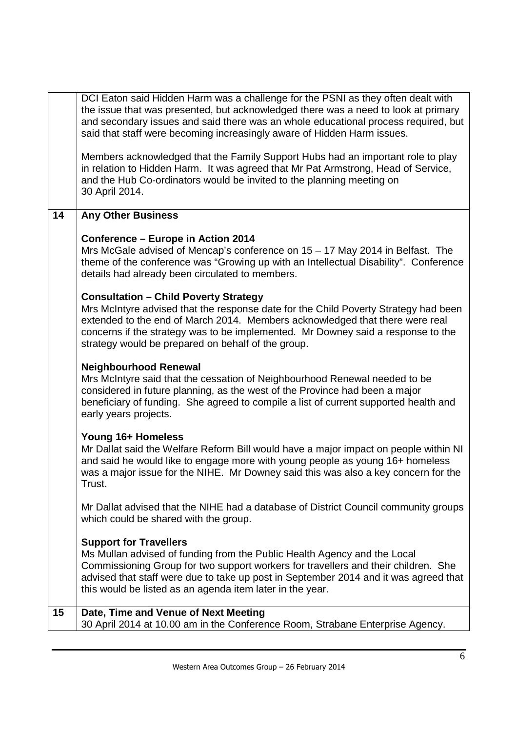| | |
|---|---|
| | DCI Eaton said Hidden Harm was a challenge for the PSNI as they often dealt with the issue that was presented, but acknowledged there was a need to look at primary and secondary issues and said there was an whole educational process required, but said that staff were becoming increasingly aware of Hidden Harm issues.<br><br>Members acknowledged that the Family Support Hubs had an important role to play in relation to Hidden Harm. It was agreed that Mr Pat Armstrong, Head of Service, and the Hub Co-ordinators would be invited to the planning meeting on 30 April 2014. |
| **14** | **Any Other Business**<br><br>**Conference – Europe in Action 2014**<br>Mrs McGale advised of Mencap's conference on 15 – 17 May 2014 in Belfast. The theme of the conference was "Growing up with an Intellectual Disability". Conference details had already been circulated to members.<br><br>**Consultation – Child Poverty Strategy**<br>Mrs McIntyre advised that the response date for the Child Poverty Strategy had been extended to the end of March 2014. Members acknowledged that there were real concerns if the strategy was to be implemented. Mr Downey said a response to the strategy would be prepared on behalf of the group.<br><br>**Neighbourhood Renewal**<br>Mrs McIntyre said that the cessation of Neighbourhood Renewal needed to be considered in future planning, as the west of the Province had been a major beneficiary of funding. She agreed to compile a list of current supported health and early years projects.<br><br>**Young 16+ Homeless**<br>Mr Dallat said the Welfare Reform Bill would have a major impact on people within NI and said he would like to engage more with young people as young 16+ homeless was a major issue for the NIHE. Mr Downey said this was also a key concern for the Trust.<br><br>Mr Dallat advised that the NIHE had a database of District Council community groups which could be shared with the group.<br><br>**Support for Travellers**<br>Ms Mullan advised of funding from the Public Health Agency and the Local Commissioning Group for two support workers for travellers and their children. She advised that staff were due to take up post in September 2014 and it was agreed that this would be listed as an agenda item later in the year. |
| **15** | **Date, Time and Venue of Next Meeting**<br>30 April 2014 at 10.00 am in the Conference Room, Strabane Enterprise Agency. |